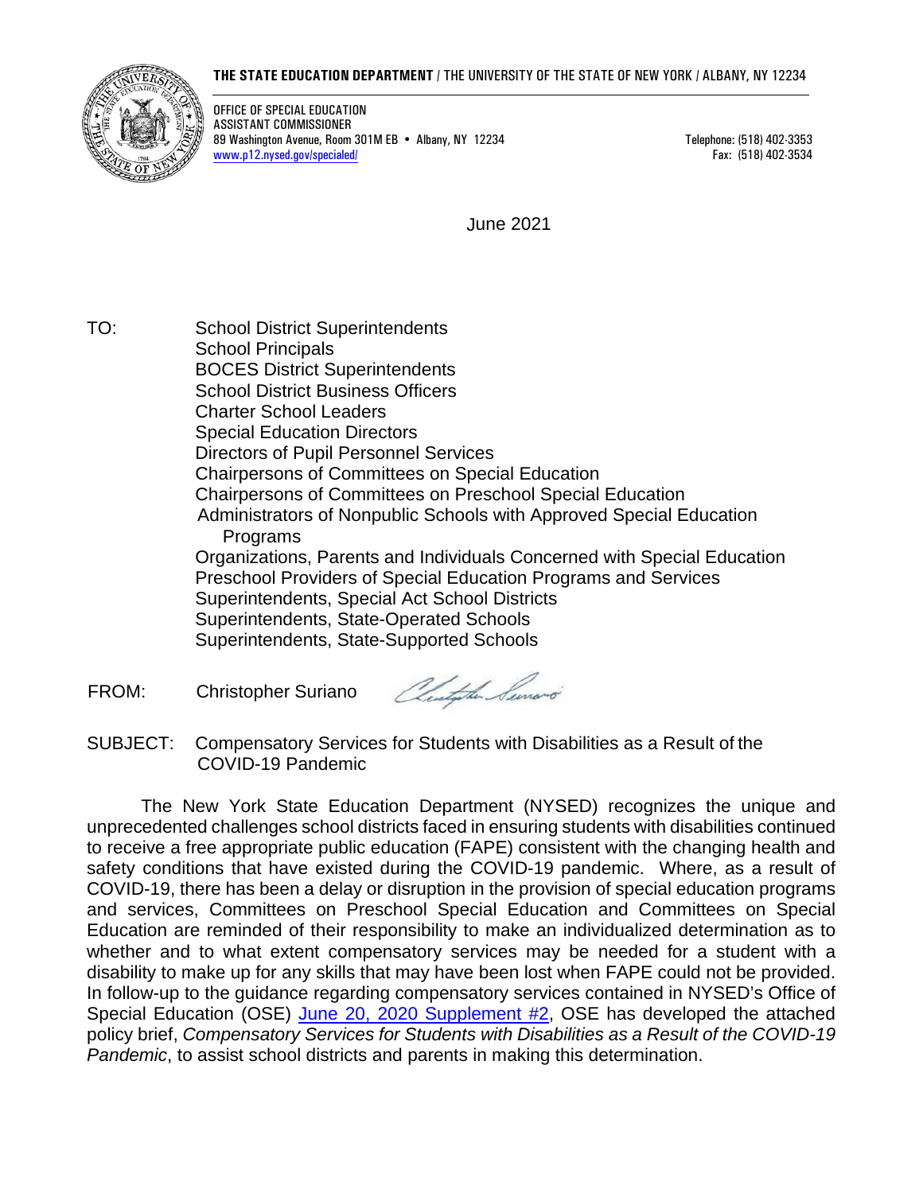**THE STATE EDUCATION DEPARTMENT** / THE UNIVERSITY OF THE STATE OF NEW YORK / ALBANY, NY 12234

OFFICE OF SPECIAL EDUCATION
ASSISTANT COMMISSIONER
89 Washington Avenue, Room 301M EB • Albany, NY 12234
www.p12.nysed.gov/specialed/

Telephone: (518) 402-3353
Fax: (518) 402-3534

June 2021

TO:
School District Superintendents
School Principals
BOCES District Superintendents
School District Business Officers
Charter School Leaders
Special Education Directors
Directors of Pupil Personnel Services
Chairpersons of Committees on Special Education
Chairpersons of Committees on Preschool Special Education
Administrators of Nonpublic Schools with Approved Special Education Programs
Organizations, Parents and Individuals Concerned with Special Education
Preschool Providers of Special Education Programs and Services
Superintendents, Special Act School Districts
Superintendents, State-Operated Schools
Superintendents, State-Supported Schools

FROM: Christopher Suriano

SUBJECT: Compensatory Services for Students with Disabilities as a Result of the COVID-19 Pandemic

The New York State Education Department (NYSED) recognizes the unique and unprecedented challenges school districts faced in ensuring students with disabilities continued to receive a free appropriate public education (FAPE) consistent with the changing health and safety conditions that have existed during the COVID-19 pandemic. Where, as a result of COVID-19, there has been a delay or disruption in the provision of special education programs and services, Committees on Preschool Special Education and Committees on Special Education are reminded of their responsibility to make an individualized determination as to whether and to what extent compensatory services may be needed for a student with a disability to make up for any skills that may have been lost when FAPE could not be provided. In follow-up to the guidance regarding compensatory services contained in NYSED's Office of Special Education (OSE) June 20, 2020 Supplement #2, OSE has developed the attached policy brief, *Compensatory Services for Students with Disabilities as a Result of the COVID-19 Pandemic*, to assist school districts and parents in making this determination.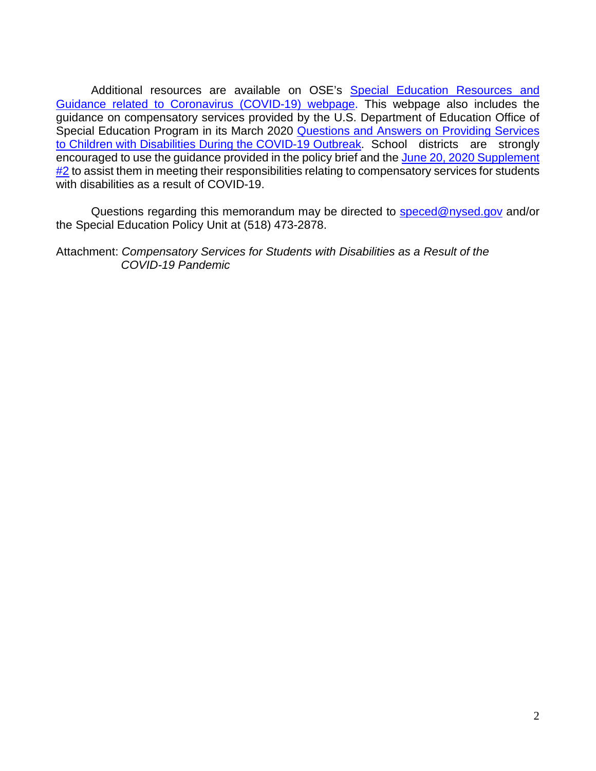Additional resources are available on OSE's Special Education Resources and Guidance related to Coronavirus (COVID-19) webpage. This webpage also includes the guidance on compensatory services provided by the U.S. Department of Education Office of Special Education Program in its March 2020 Questions and Answers on Providing Services to Children with Disabilities During the COVID-19 Outbreak. School districts are strongly encouraged to use the guidance provided in the policy brief and the June 20, 2020 Supplement #2 to assist them in meeting their responsibilities relating to compensatory services for students with disabilities as a result of COVID-19.

Questions regarding this memorandum may be directed to speced@nysed.gov and/or the Special Education Policy Unit at (518) 473-2878.

Attachment: *Compensatory Services for Students with Disabilities as a Result of the COVID-19 Pandemic*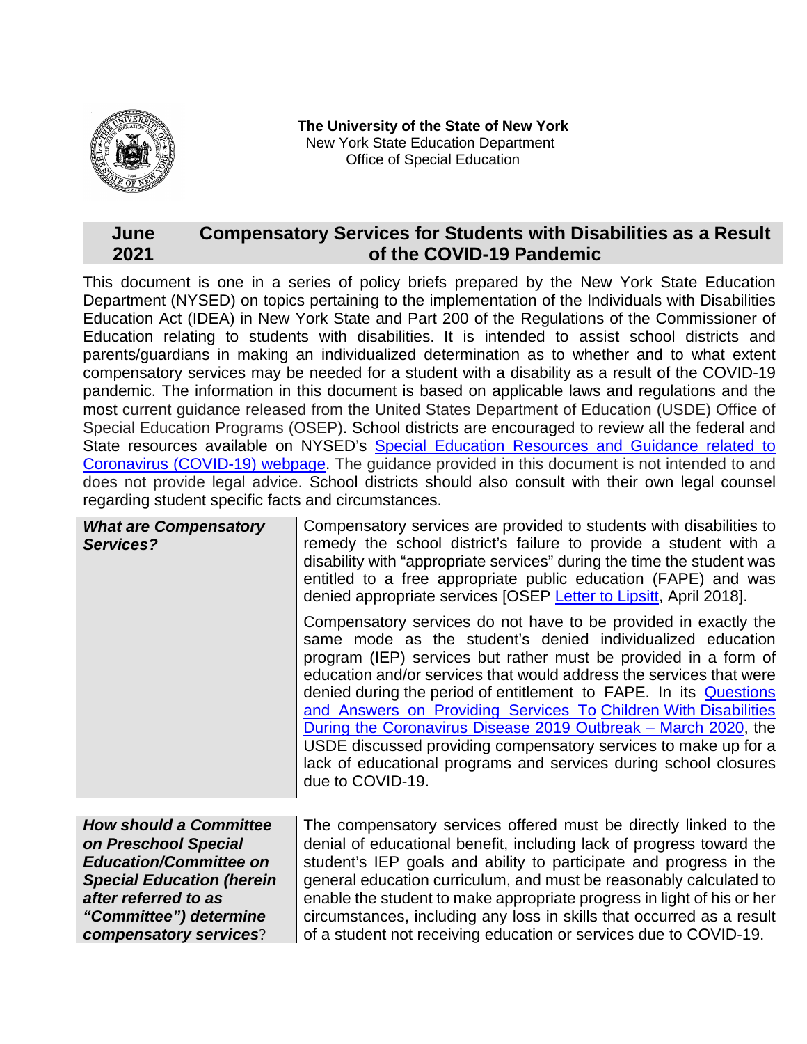**The University of the State of New York**
New York State Education Department
Office of Special Education

## June 2021 — Compensatory Services for Students with Disabilities as a Result of the COVID-19 Pandemic

This document is one in a series of policy briefs prepared by the New York State Education Department (NYSED) on topics pertaining to the implementation of the Individuals with Disabilities Education Act (IDEA) in New York State and Part 200 of the Regulations of the Commissioner of Education relating to students with disabilities. It is intended to assist school districts and parents/guardians in making an individualized determination as to whether and to what extent compensatory services may be needed for a student with a disability as a result of the COVID-19 pandemic. The information in this document is based on applicable laws and regulations and the most current guidance released from the United States Department of Education (USDE) Office of Special Education Programs (OSEP). School districts are encouraged to review all the federal and State resources available on NYSED's Special Education Resources and Guidance related to Coronavirus (COVID-19) webpage. The guidance provided in this document is not intended to and does not provide legal advice. School districts should also consult with their own legal counsel regarding student specific facts and circumstances.

### *What are Compensatory Services?*

Compensatory services are provided to students with disabilities to remedy the school district's failure to provide a student with a disability with "appropriate services" during the time the student was entitled to a free appropriate public education (FAPE) and was denied appropriate services [OSEP Letter to Lipsitt, April 2018].

Compensatory services do not have to be provided in exactly the same mode as the student's denied individualized education program (IEP) services but rather must be provided in a form of education and/or services that would address the services that were denied during the period of entitlement to FAPE. In its Questions and Answers on Providing Services To Children With Disabilities During the Coronavirus Disease 2019 Outbreak – March 2020, the USDE discussed providing compensatory services to make up for a lack of educational programs and services during school closures due to COVID-19.

### *How should a Committee on Preschool Special Education/Committee on Special Education (herein after referred to as "Committee") determine compensatory services?*

The compensatory services offered must be directly linked to the denial of educational benefit, including lack of progress toward the student's IEP goals and ability to participate and progress in the general education curriculum, and must be reasonably calculated to enable the student to make appropriate progress in light of his or her circumstances, including any loss in skills that occurred as a result of a student not receiving education or services due to COVID-19.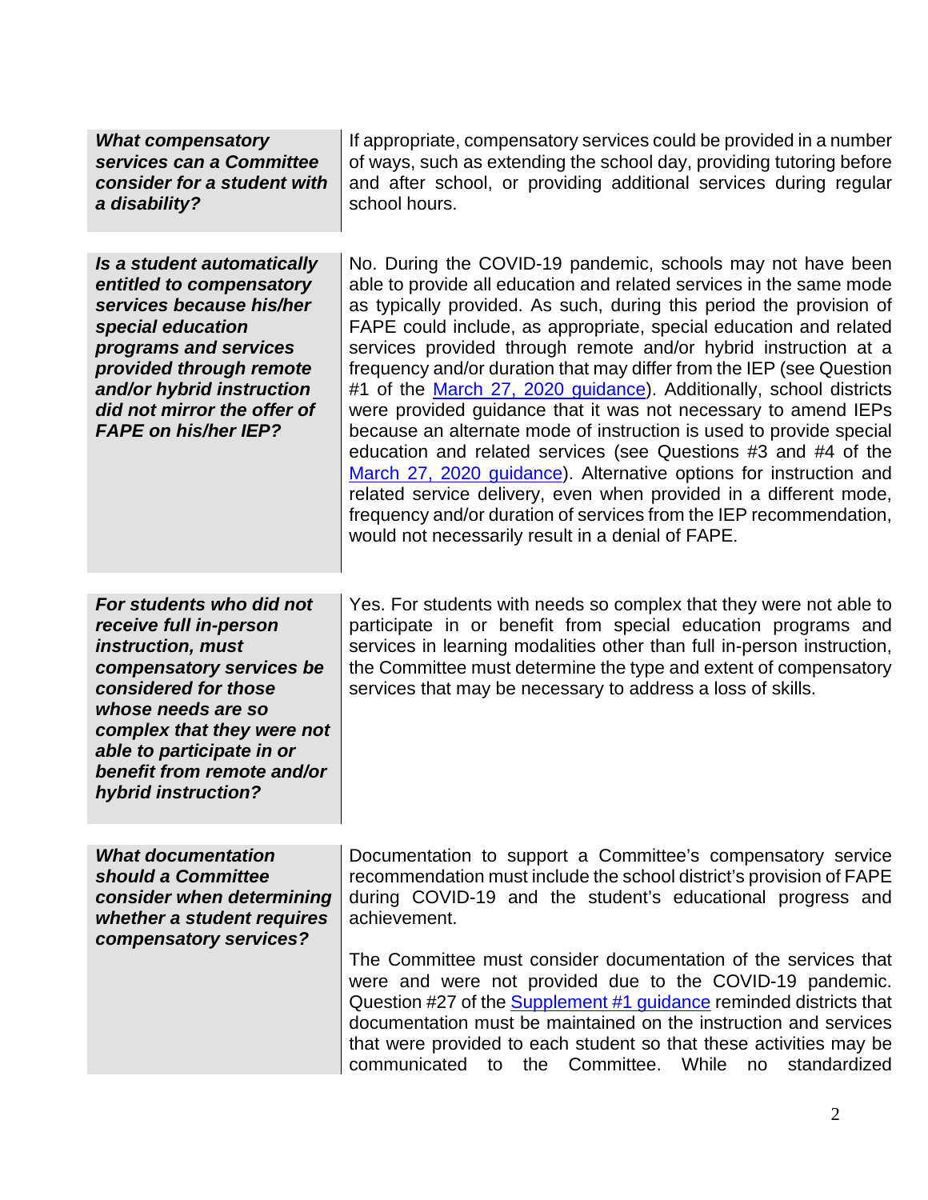| | |
|---|---|
| ***What compensatory services can a Committee consider for a student with a disability?*** | If appropriate, compensatory services could be provided in a number of ways, such as extending the school day, providing tutoring before and after school, or providing additional services during regular school hours. |
| ***Is a student automatically entitled to compensatory services because his/her special education programs and services provided through remote and/or hybrid instruction did not mirror the offer of FAPE on his/her IEP?*** | No. During the COVID-19 pandemic, schools may not have been able to provide all education and related services in the same mode as typically provided. As such, during this period the provision of FAPE could include, as appropriate, special education and related services provided through remote and/or hybrid instruction at a frequency and/or duration that may differ from the IEP (see Question #1 of the [March 27, 2020 guidance]()). Additionally, school districts were provided guidance that it was not necessary to amend IEPs because an alternate mode of instruction is used to provide special education and related services (see Questions #3 and #4 of the [March 27, 2020 guidance]()). Alternative options for instruction and related service delivery, even when provided in a different mode, frequency and/or duration of services from the IEP recommendation, would not necessarily result in a denial of FAPE. |
| ***For students who did not receive full in-person instruction, must compensatory services be considered for those whose needs are so complex that they were not able to participate in or benefit from remote and/or hybrid instruction?*** | Yes. For students with needs so complex that they were not able to participate in or benefit from special education programs and services in learning modalities other than full in-person instruction, the Committee must determine the type and extent of compensatory services that may be necessary to address a loss of skills. |
| ***What documentation should a Committee consider when determining whether a student requires compensatory services?*** | Documentation to support a Committee's compensatory service recommendation must include the school district's provision of FAPE during COVID-19 and the student's educational progress and achievement.<br><br>The Committee must consider documentation of the services that were and were not provided due to the COVID-19 pandemic. Question #27 of the [Supplement #1 guidance]() reminded districts that documentation must be maintained on the instruction and services that were provided to each student so that these activities may be communicated to the Committee. While no standardized |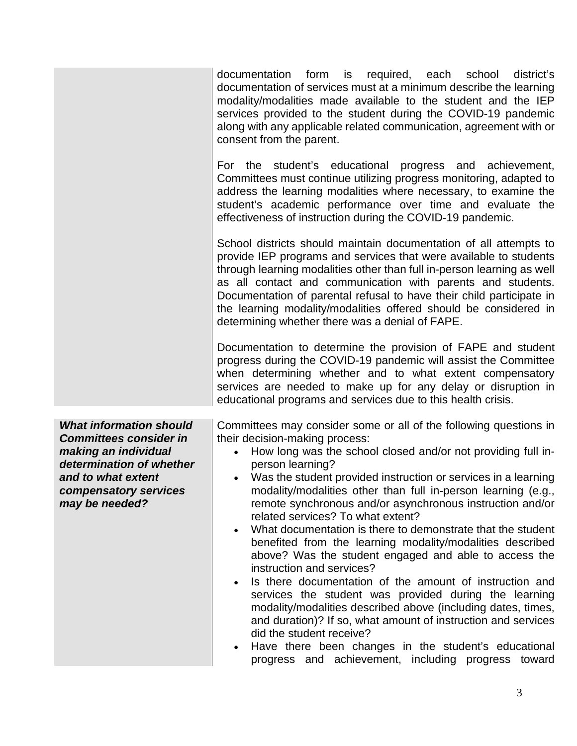| | |
|---|---|
| | documentation form is required, each school district's documentation of services must at a minimum describe the learning modality/modalities made available to the student and the IEP services provided to the student during the COVID-19 pandemic along with any applicable related communication, agreement with or consent from the parent.<br><br>For the student's educational progress and achievement, Committees must continue utilizing progress monitoring, adapted to address the learning modalities where necessary, to examine the student's academic performance over time and evaluate the effectiveness of instruction during the COVID-19 pandemic.<br><br>School districts should maintain documentation of all attempts to provide IEP programs and services that were available to students through learning modalities other than full in-person learning as well as all contact and communication with parents and students. Documentation of parental refusal to have their child participate in the learning modality/modalities offered should be considered in determining whether there was a denial of FAPE.<br><br>Documentation to determine the provision of FAPE and student progress during the COVID-19 pandemic will assist the Committee when determining whether and to what extent compensatory services are needed to make up for any delay or disruption in educational programs and services due to this health crisis. |
| ***What information should Committees consider in making an individual determination of whether and to what extent compensatory services may be needed?*** | Committees may consider some or all of the following questions in their decision-making process:<br>• How long was the school closed and/or not providing full in-person learning?<br>• Was the student provided instruction or services in a learning modality/modalities other than full in-person learning (e.g., remote synchronous and/or asynchronous instruction and/or related services? To what extent?<br>• What documentation is there to demonstrate that the student benefited from the learning modality/modalities described above? Was the student engaged and able to access the instruction and services?<br>• Is there documentation of the amount of instruction and services the student was provided during the learning modality/modalities described above (including dates, times, and duration)? If so, what amount of instruction and services did the student receive?<br>• Have there been changes in the student's educational progress and achievement, including progress toward |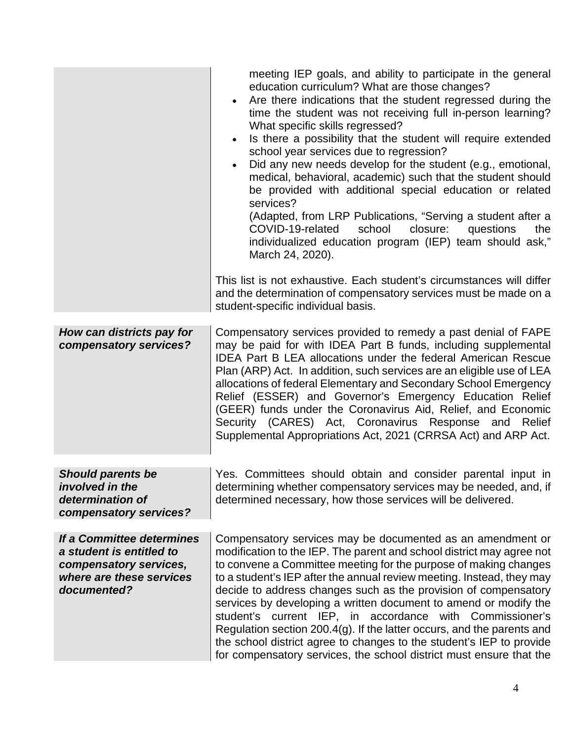| | |
|---|---|
| | meeting IEP goals, and ability to participate in the general education curriculum? What are those changes?<br>• Are there indications that the student regressed during the time the student was not receiving full in-person learning? What specific skills regressed?<br>• Is there a possibility that the student will require extended school year services due to regression?<br>• Did any new needs develop for the student (e.g., emotional, medical, behavioral, academic) such that the student should be provided with additional special education or related services?<br>(Adapted, from LRP Publications, "Serving a student after a COVID-19-related school closure: questions the individualized education program (IEP) team should ask," March 24, 2020).<br><br>This list is not exhaustive. Each student's circumstances will differ and the determination of compensatory services must be made on a student-specific individual basis. |
| ***How can districts pay for compensatory services?*** | Compensatory services provided to remedy a past denial of FAPE may be paid for with IDEA Part B funds, including supplemental IDEA Part B LEA allocations under the federal American Rescue Plan (ARP) Act. In addition, such services are an eligible use of LEA allocations of federal Elementary and Secondary School Emergency Relief (ESSER) and Governor's Emergency Education Relief (GEER) funds under the Coronavirus Aid, Relief, and Economic Security (CARES) Act, Coronavirus Response and Relief Supplemental Appropriations Act, 2021 (CRRSA Act) and ARP Act. |
| ***Should parents be involved in the determination of compensatory services?*** | Yes. Committees should obtain and consider parental input in determining whether compensatory services may be needed, and, if determined necessary, how those services will be delivered. |
| ***If a Committee determines a student is entitled to compensatory services, where are these services documented?*** | Compensatory services may be documented as an amendment or modification to the IEP. The parent and school district may agree not to convene a Committee meeting for the purpose of making changes to a student's IEP after the annual review meeting. Instead, they may decide to address changes such as the provision of compensatory services by developing a written document to amend or modify the student's current IEP, in accordance with Commissioner's Regulation section 200.4(g). If the latter occurs, and the parents and the school district agree to changes to the student's IEP to provide for compensatory services, the school district must ensure that the |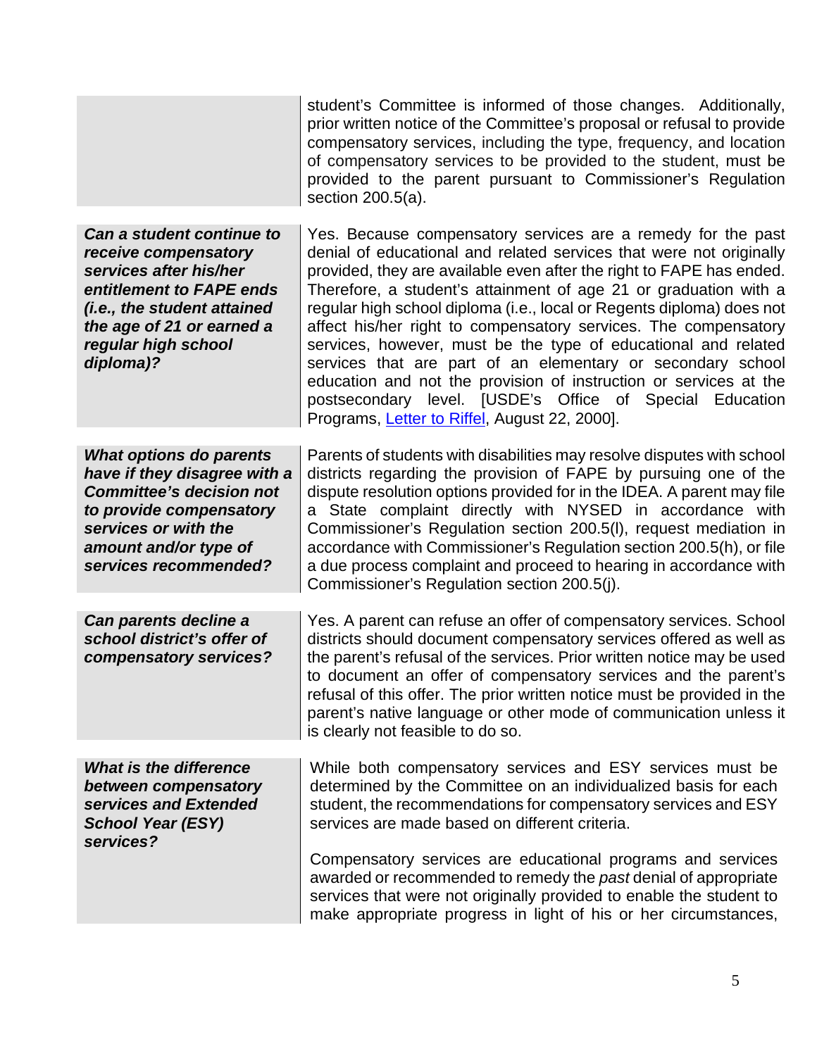| | |
|---|---|
| | student's Committee is informed of those changes. Additionally, prior written notice of the Committee's proposal or refusal to provide compensatory services, including the type, frequency, and location of compensatory services to be provided to the student, must be provided to the parent pursuant to Commissioner's Regulation section 200.5(a). |
| ***Can a student continue to receive compensatory services after his/her entitlement to FAPE ends (i.e., the student attained the age of 21 or earned a regular high school diploma)?*** | Yes. Because compensatory services are a remedy for the past denial of educational and related services that were not originally provided, they are available even after the right to FAPE has ended. Therefore, a student's attainment of age 21 or graduation with a regular high school diploma (i.e., local or Regents diploma) does not affect his/her right to compensatory services. The compensatory services, however, must be the type of educational and related services that are part of an elementary or secondary school education and not the provision of instruction or services at the postsecondary level. [USDE's Office of Special Education Programs, Letter to Riffel, August 22, 2000]. |
| ***What options do parents have if they disagree with a Committee's decision not to provide compensatory services or with the amount and/or type of services recommended?*** | Parents of students with disabilities may resolve disputes with school districts regarding the provision of FAPE by pursuing one of the dispute resolution options provided for in the IDEA. A parent may file a State complaint directly with NYSED in accordance with Commissioner's Regulation section 200.5(l), request mediation in accordance with Commissioner's Regulation section 200.5(h), or file a due process complaint and proceed to hearing in accordance with Commissioner's Regulation section 200.5(j). |
| ***Can parents decline a school district's offer of compensatory services?*** | Yes. A parent can refuse an offer of compensatory services. School districts should document compensatory services offered as well as the parent's refusal of the services. Prior written notice may be used to document an offer of compensatory services and the parent's refusal of this offer. The prior written notice must be provided in the parent's native language or other mode of communication unless it is clearly not feasible to do so. |
| ***What is the difference between compensatory services and Extended School Year (ESY) services?*** | While both compensatory services and ESY services must be determined by the Committee on an individualized basis for each student, the recommendations for compensatory services and ESY services are made based on different criteria.<br><br>Compensatory services are educational programs and services awarded or recommended to remedy the *past* denial of appropriate services that were not originally provided to enable the student to make appropriate progress in light of his or her circumstances, |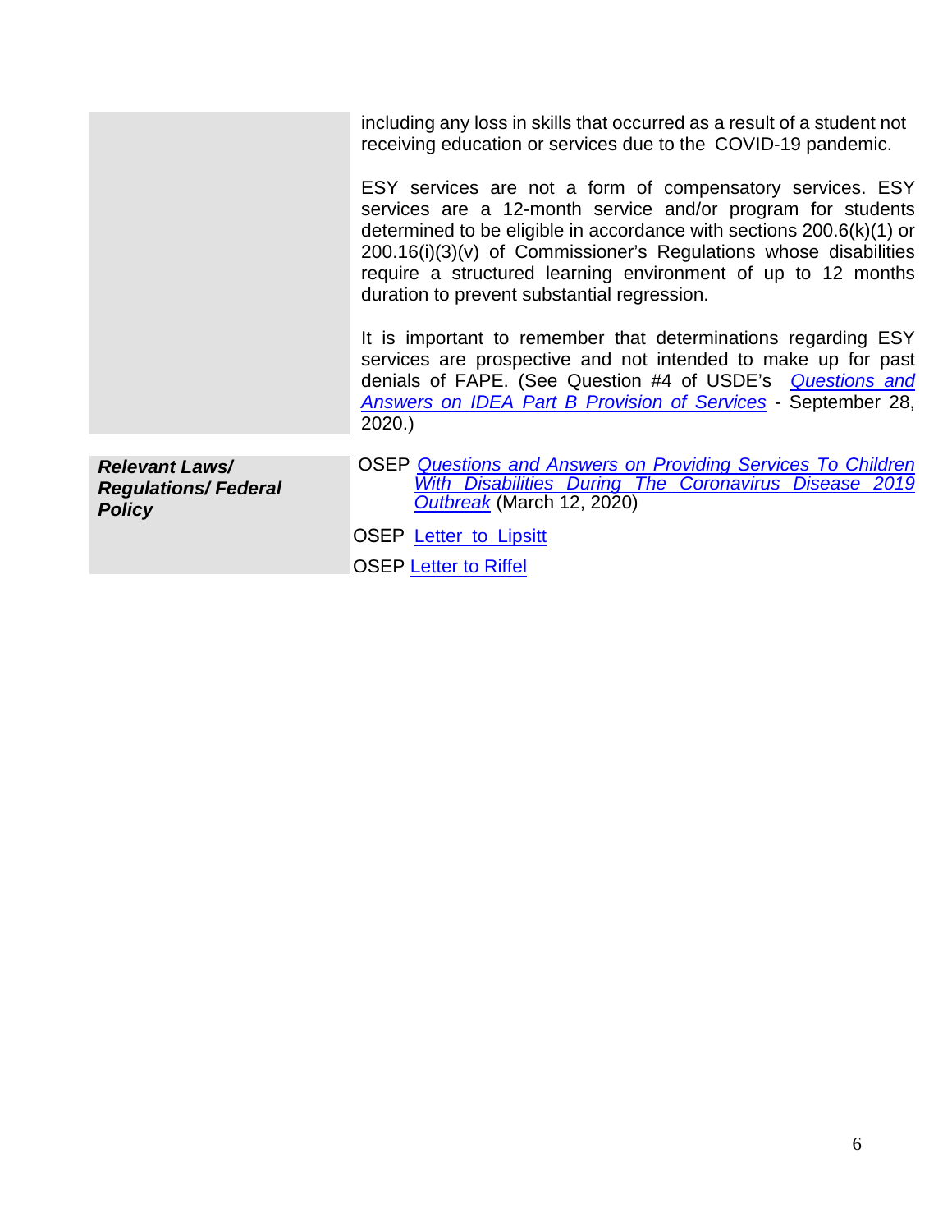| | |
|---|---|
| | including any loss in skills that occurred as a result of a student not receiving education or services due to the COVID-19 pandemic.<br><br>ESY services are not a form of compensatory services. ESY services are a 12-month service and/or program for students determined to be eligible in accordance with sections 200.6(k)(1) or 200.16(i)(3)(v) of Commissioner's Regulations whose disabilities require a structured learning environment of up to 12 months duration to prevent substantial regression.<br><br>It is important to remember that determinations regarding ESY services are prospective and not intended to make up for past denials of FAPE. (See Question #4 of USDE's *Questions and Answers on IDEA Part B Provision of Services* - September 28, 2020.) |
| ***Relevant Laws/ Regulations/ Federal Policy*** | OSEP *Questions and Answers on Providing Services To Children With Disabilities During The Coronavirus Disease 2019 Outbreak* (March 12, 2020)<br><br>OSEP Letter to Lipsitt<br><br>OSEP Letter to Riffel |